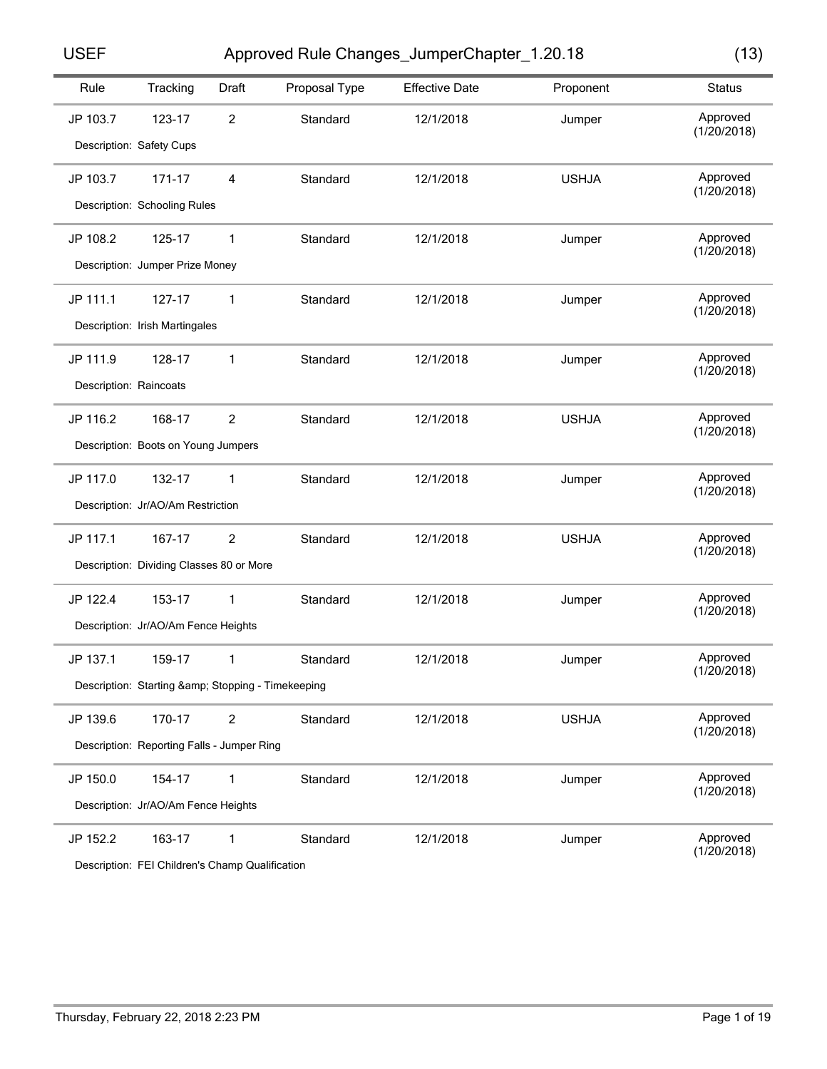# Approved Rule Changes_JumperChapter_1.20.18

(13)

| Rule | Tracking | Draft | Proposal Type | Effective Date | Proponent | Status |
|---|---|---|---|---|---|---|
| JP 103.7 | 123-17 | 2 | Standard | 12/1/2018 | Jumper | Approved (1/20/2018) |
| Description: Safety Cups | | | | | | |
| JP 103.7 | 171-17 | 4 | Standard | 12/1/2018 | USHJA | Approved (1/20/2018) |
| Description: Schooling Rules | | | | | | |
| JP 108.2 | 125-17 | 1 | Standard | 12/1/2018 | Jumper | Approved (1/20/2018) |
| Description: Jumper Prize Money | | | | | | |
| JP 111.1 | 127-17 | 1 | Standard | 12/1/2018 | Jumper | Approved (1/20/2018) |
| Description: Irish Martingales | | | | | | |
| JP 111.9 | 128-17 | 1 | Standard | 12/1/2018 | Jumper | Approved (1/20/2018) |
| Description: Raincoats | | | | | | |
| JP 116.2 | 168-17 | 2 | Standard | 12/1/2018 | USHJA | Approved (1/20/2018) |
| Description: Boots on Young Jumpers | | | | | | |
| JP 117.0 | 132-17 | 1 | Standard | 12/1/2018 | Jumper | Approved (1/20/2018) |
| Description: Jr/AO/Am Restriction | | | | | | |
| JP 117.1 | 167-17 | 2 | Standard | 12/1/2018 | USHJA | Approved (1/20/2018) |
| Description: Dividing Classes 80 or More | | | | | | |
| JP 122.4 | 153-17 | 1 | Standard | 12/1/2018 | Jumper | Approved (1/20/2018) |
| Description: Jr/AO/Am Fence Heights | | | | | | |
| JP 137.1 | 159-17 | 1 | Standard | 12/1/2018 | Jumper | Approved (1/20/2018) |
| Description: Starting &amp; Stopping - Timekeeping | | | | | | |
| JP 139.6 | 170-17 | 2 | Standard | 12/1/2018 | USHJA | Approved (1/20/2018) |
| Description: Reporting Falls - Jumper Ring | | | | | | |
| JP 150.0 | 154-17 | 1 | Standard | 12/1/2018 | Jumper | Approved (1/20/2018) |
| Description: Jr/AO/Am Fence Heights | | | | | | |
| JP 152.2 | 163-17 | 1 | Standard | 12/1/2018 | Jumper | Approved (1/20/2018) |
| Description: FEI Children's Champ Qualification | | | | | | |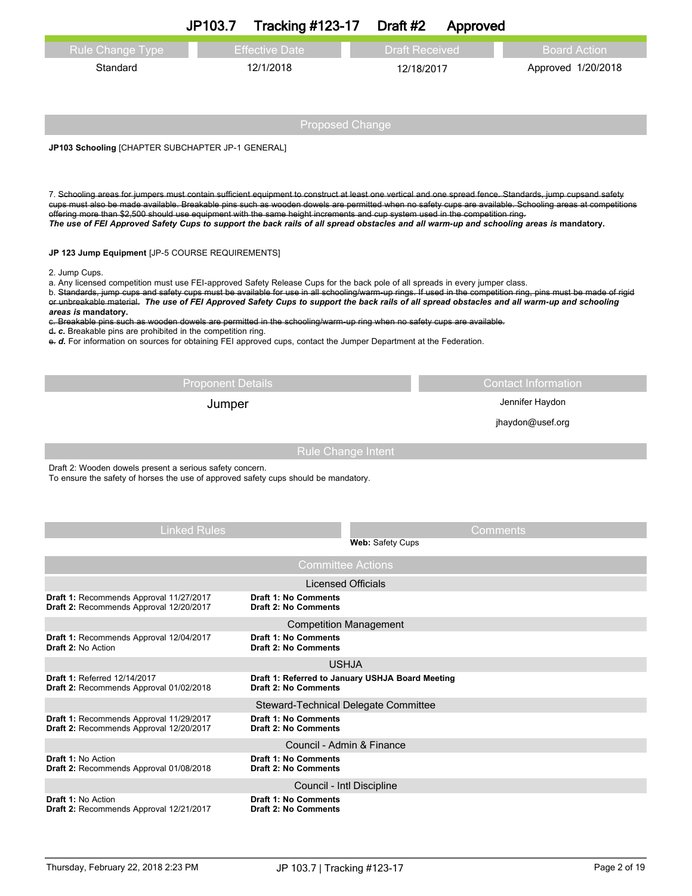# JP103.7 Tracking #123-17 Draft #2 Approved

| Rule Change Type | Effective Date | Draft Received | Board Action |
|---|---|---|---|
| Standard | 12/1/2018 | 12/18/2017 | Approved 1/20/2018 |

## Proposed Change

**JP103 Schooling** [CHAPTER SUBCHAPTER JP-1 GENERAL]

7. ~~Schooling areas for jumpers must contain sufficient equipment to construct at least one vertical and one spread fence. Standards, jump cupsand safety cups must also be made available. Breakable pins such as wooden dowels are permitted when no safety cups are available. Schooling areas at competitions offering more than $2,500 should use equipment with the same height increments and cup system used in the competition ring.~~
***The use of FEI Approved Safety Cups to support the back rails of all spread obstacles and all warm-up and schooling areas is* mandatory.**

**JP 123 Jump Equipment** [JP-5 COURSE REQUIREMENTS]

2. Jump Cups.
a. Any licensed competition must use FEI-approved Safety Release Cups for the back pole of all spreads in every jumper class.
b. ~~Standards, jump cups and safety cups must be available for use in all schooling/warm-up rings. If used in the competition ring, pins must be made of rigid or unbreakable material.~~ ***The use of FEI Approved Safety Cups to support the back rails of all spread obstacles and all warm-up and schooling areas is* mandatory.**
~~c. Breakable pins such as wooden dowels are permitted in the schooling/warm-up ring when no safety cups are available.~~
~~d.~~ ***c.*** Breakable pins are prohibited in the competition ring.
~~e.~~ ***d.*** For information on sources for obtaining FEI approved cups, contact the Jumper Department at the Federation.

| Proponent Details | Contact Information |
|---|---|
| Jumper | Jennifer Haydon<br>jhaydon@usef.org |

## Rule Change Intent

Draft 2: Wooden dowels present a serious safety concern.
To ensure the safety of horses the use of approved safety cups should be mandatory.

| Linked Rules | Comments |
|---|---|
| | **Web:** Safety Cups |

## Committee Actions

### Licensed Officials

**Draft 1:** Recommends Approval 11/27/2017 — **Draft 1: No Comments**
**Draft 2:** Recommends Approval 12/20/2017 — **Draft 2: No Comments**

### Competition Management

**Draft 1:** Recommends Approval 12/04/2017 — **Draft 1: No Comments**
**Draft 2:** No Action — **Draft 2: No Comments**

### USHJA

**Draft 1:** Referred 12/14/2017 — **Draft 1: Referred to January USHJA Board Meeting**
**Draft 2:** Recommends Approval 01/02/2018 — **Draft 2: No Comments**

### Steward-Technical Delegate Committee

**Draft 1:** Recommends Approval 11/29/2017 — **Draft 1: No Comments**
**Draft 2:** Recommends Approval 12/20/2017 — **Draft 2: No Comments**

### Council - Admin & Finance

**Draft 1:** No Action — **Draft 1: No Comments**
**Draft 2:** Recommends Approval 01/08/2018 — **Draft 2: No Comments**

### Council - Intl Discipline

**Draft 1:** No Action — **Draft 1: No Comments**
**Draft 2:** Recommends Approval 12/21/2017 — **Draft 2: No Comments**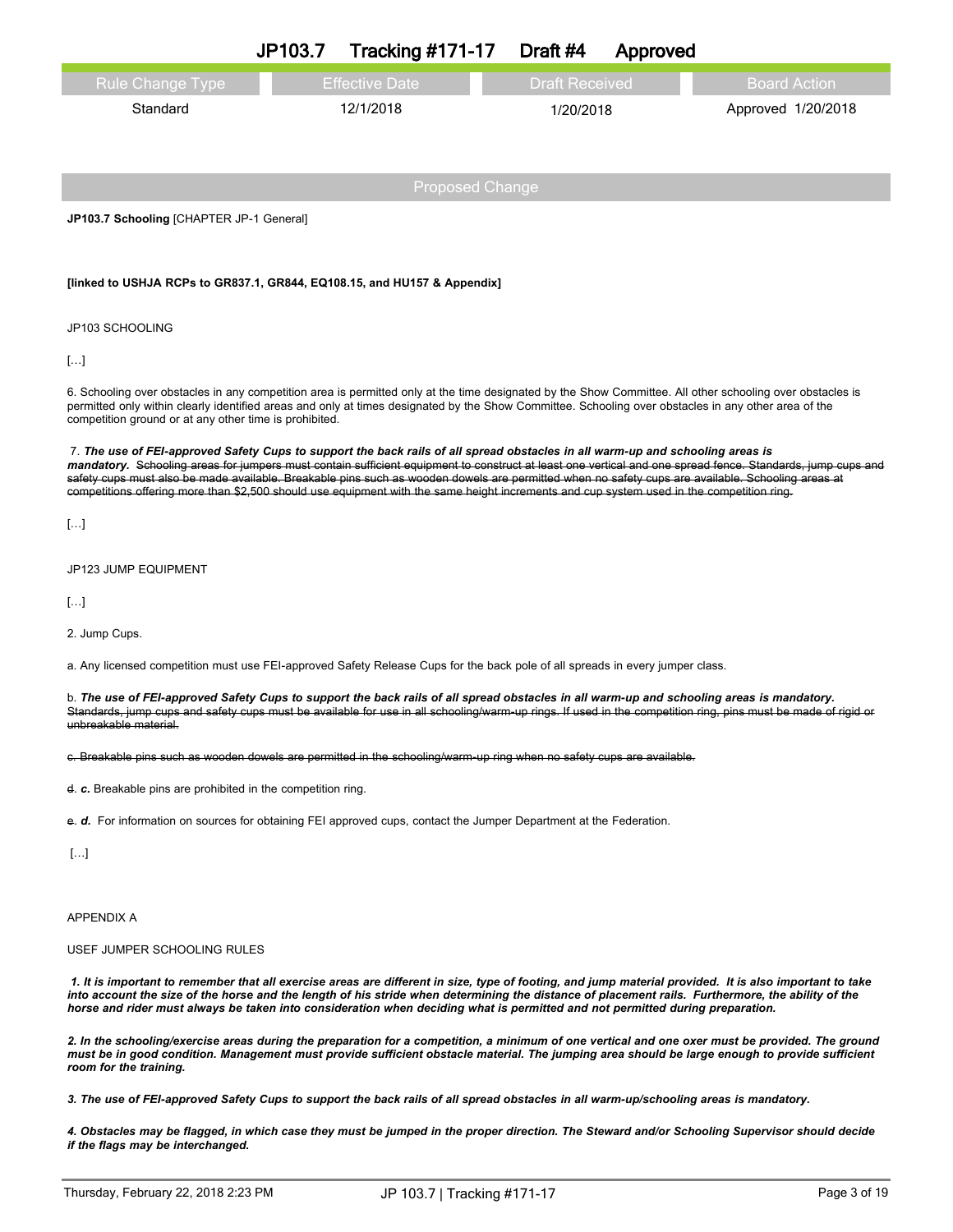# JP103.7 Tracking #171-17 Draft #4 Approved

| Rule Change Type | Effective Date | Draft Received | Board Action |
|---|---|---|---|
| Standard | 12/1/2018 | 1/20/2018 | Approved 1/20/2018 |

## Proposed Change

**JP103.7 Schooling** [CHAPTER JP-1 General]

**[linked to USHJA RCPs to GR837.1, GR844, EQ108.15, and HU157 & Appendix]**

JP103 SCHOOLING

[…]

6. Schooling over obstacles in any competition area is permitted only at the time designated by the Show Committee. All other schooling over obstacles is permitted only within clearly identified areas and only at times designated by the Show Committee. Schooling over obstacles in any other area of the competition ground or at any other time is prohibited.

7. ***The use of FEI-approved Safety Cups to support the back rails of all spread obstacles in all warm-up and schooling areas is mandatory.*** ~~Schooling areas for jumpers must contain sufficient equipment to construct at least one vertical and one spread fence. Standards, jump cups and safety cups must also be made available. Breakable pins such as wooden dowels are permitted when no safety cups are available. Schooling areas at competitions offering more than $2,500 should use equipment with the same height increments and cup system used in the competition ring.~~

[…]

JP123 JUMP EQUIPMENT

[…]

2. Jump Cups.

a. Any licensed competition must use FEI-approved Safety Release Cups for the back pole of all spreads in every jumper class.

b. ***The use of FEI-approved Safety Cups to support the back rails of all spread obstacles in all warm-up and schooling areas is mandatory.*** ~~Standards, jump cups and safety cups must be available for use in all schooling/warm-up rings. If used in the competition ring, pins must be made of rigid or unbreakable material.~~

~~c. Breakable pins such as wooden dowels are permitted in the schooling/warm-up ring when no safety cups are available.~~

~~d~~. ***c.*** Breakable pins are prohibited in the competition ring.

~~e~~. ***d.*** For information on sources for obtaining FEI approved cups, contact the Jumper Department at the Federation.

[…]

APPENDIX A

USEF JUMPER SCHOOLING RULES

***1. It is important to remember that all exercise areas are different in size, type of footing, and jump material provided. It is also important to take into account the size of the horse and the length of his stride when determining the distance of placement rails. Furthermore, the ability of the horse and rider must always be taken into consideration when deciding what is permitted and not permitted during preparation.***

***2. In the schooling/exercise areas during the preparation for a competition, a minimum of one vertical and one oxer must be provided. The ground must be in good condition. Management must provide sufficient obstacle material. The jumping area should be large enough to provide sufficient room for the training.***

***3. The use of FEI-approved Safety Cups to support the back rails of all spread obstacles in all warm-up/schooling areas is mandatory.***

***4. Obstacles may be flagged, in which case they must be jumped in the proper direction. The Steward and/or Schooling Supervisor should decide if the flags may be interchanged.***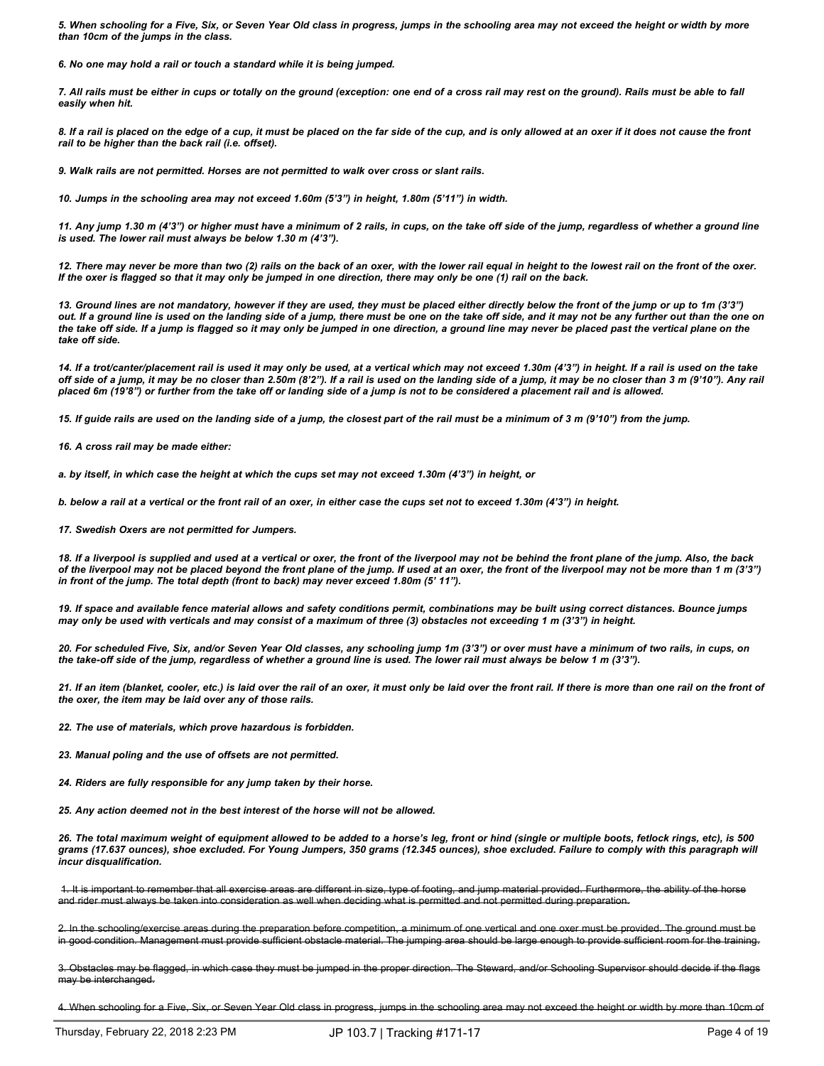*5. When schooling for a Five, Six, or Seven Year Old class in progress, jumps in the schooling area may not exceed the height or width by more than 10cm of the jumps in the class.*

*6. No one may hold a rail or touch a standard while it is being jumped.*

*7. All rails must be either in cups or totally on the ground (exception: one end of a cross rail may rest on the ground). Rails must be able to fall easily when hit.*

*8. If a rail is placed on the edge of a cup, it must be placed on the far side of the cup, and is only allowed at an oxer if it does not cause the front rail to be higher than the back rail (i.e. offset).*

*9. Walk rails are not permitted. Horses are not permitted to walk over cross or slant rails.*

*10. Jumps in the schooling area may not exceed 1.60m (5'3") in height, 1.80m (5'11") in width.*

*11. Any jump 1.30 m (4'3") or higher must have a minimum of 2 rails, in cups, on the take off side of the jump, regardless of whether a ground line is used. The lower rail must always be below 1.30 m (4'3").*

*12. There may never be more than two (2) rails on the back of an oxer, with the lower rail equal in height to the lowest rail on the front of the oxer. If the oxer is flagged so that it may only be jumped in one direction, there may only be one (1) rail on the back.*

*13. Ground lines are not mandatory, however if they are used, they must be placed either directly below the front of the jump or up to 1m (3'3") out. If a ground line is used on the landing side of a jump, there must be one on the take off side, and it may not be any further out than the one on the take off side. If a jump is flagged so it may only be jumped in one direction, a ground line may never be placed past the vertical plane on the take off side.*

*14. If a trot/canter/placement rail is used it may only be used, at a vertical which may not exceed 1.30m (4'3") in height. If a rail is used on the take off side of a jump, it may be no closer than 2.50m (8'2"). If a rail is used on the landing side of a jump, it may be no closer than 3 m (9'10"). Any rail placed 6m (19'8") or further from the take off or landing side of a jump is not to be considered a placement rail and is allowed.*

*15. If guide rails are used on the landing side of a jump, the closest part of the rail must be a minimum of 3 m (9'10") from the jump.*

*16. A cross rail may be made either:*

*a. by itself, in which case the height at which the cups set may not exceed 1.30m (4'3") in height, or*

*b. below a rail at a vertical or the front rail of an oxer, in either case the cups set not to exceed 1.30m (4'3") in height.*

*17. Swedish Oxers are not permitted for Jumpers.*

*18. If a liverpool is supplied and used at a vertical or oxer, the front of the liverpool may not be behind the front plane of the jump. Also, the back of the liverpool may not be placed beyond the front plane of the jump. If used at an oxer, the front of the liverpool may not be more than 1 m (3'3") in front of the jump. The total depth (front to back) may never exceed 1.80m (5' 11").*

*19. If space and available fence material allows and safety conditions permit, combinations may be built using correct distances. Bounce jumps may only be used with verticals and may consist of a maximum of three (3) obstacles not exceeding 1 m (3'3") in height.*

*20. For scheduled Five, Six, and/or Seven Year Old classes, any schooling jump 1m (3'3") or over must have a minimum of two rails, in cups, on the take-off side of the jump, regardless of whether a ground line is used. The lower rail must always be below 1 m (3'3").*

*21. If an item (blanket, cooler, etc.) is laid over the rail of an oxer, it must only be laid over the front rail. If there is more than one rail on the front of the oxer, the item may be laid over any of those rails.*

*22. The use of materials, which prove hazardous is forbidden.*

*23. Manual poling and the use of offsets are not permitted.*

*24. Riders are fully responsible for any jump taken by their horse.*

*25. Any action deemed not in the best interest of the horse will not be allowed.*

*26. The total maximum weight of equipment allowed to be added to a horse's leg, front or hind (single or multiple boots, fetlock rings, etc), is 500 grams (17.637 ounces), shoe excluded. For Young Jumpers, 350 grams (12.345 ounces), shoe excluded. Failure to comply with this paragraph will incur disqualification.*

~~1. It is important to remember that all exercise areas are different in size, type of footing, and jump material provided. Furthermore, the ability of the horse and rider must always be taken into consideration as well when deciding what is permitted and not permitted during preparation.~~

~~2. In the schooling/exercise areas during the preparation before competition, a minimum of one vertical and one oxer must be provided. The ground must be in good condition. Management must provide sufficient obstacle material. The jumping area should be large enough to provide sufficient room for the training.~~

~~3. Obstacles may be flagged, in which case they must be jumped in the proper direction. The Steward, and/or Schooling Supervisor should decide if the flags may be interchanged.~~

~~4. When schooling for a Five, Six, or Seven Year Old class in progress, jumps in the schooling area may not exceed the height or width by more than 10cm of~~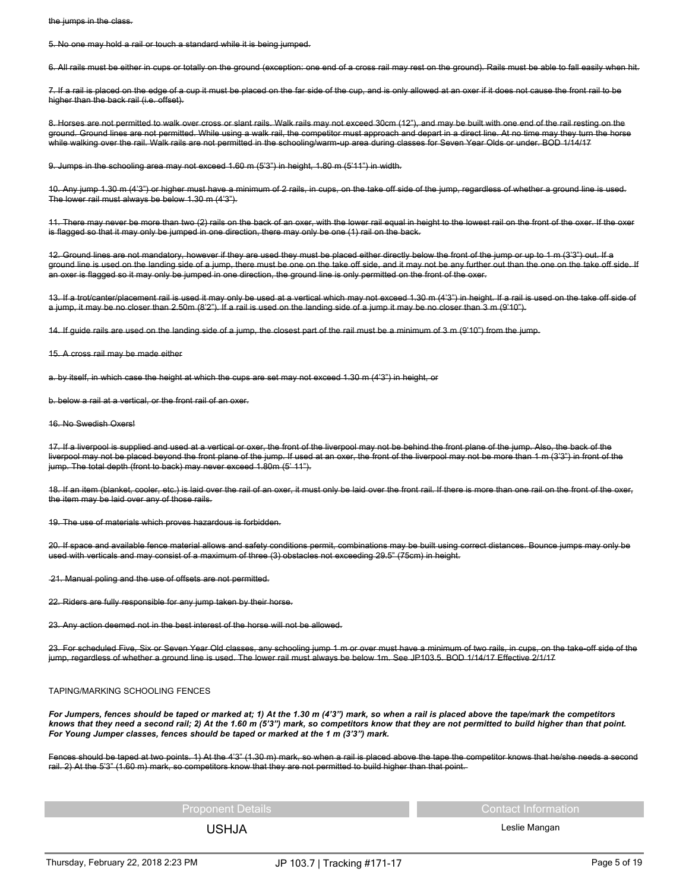~~the jumps in the class.~~

~~5. No one may hold a rail or touch a standard while it is being jumped.~~

~~6. All rails must be either in cups or totally on the ground (exception: one end of a cross rail may rest on the ground). Rails must be able to fall easily when hit.~~

~~7. If a rail is placed on the edge of a cup it must be placed on the far side of the cup, and is only allowed at an oxer if it does not cause the front rail to be higher than the back rail (i.e. offset).~~

~~8. Horses are not permitted to walk over cross or slant rails. Walk rails may not exceed 30cm (12"), and may be built with one end of the rail resting on the ground. Ground lines are not permitted. While using a walk rail, the competitor must approach and depart in a direct line. At no time may they turn the horse while walking over the rail. Walk rails are not permitted in the schooling/warm-up area during classes for Seven Year Olds or under. BOD 1/14/17~~

~~9. Jumps in the schooling area may not exceed 1.60 m (5'3") in height, 1.80 m (5'11") in width.~~

~~10. Any jump 1.30 m (4'3") or higher must have a minimum of 2 rails, in cups, on the take off side of the jump, regardless of whether a ground line is used. The lower rail must always be below 1.30 m (4'3").~~

~~11. There may never be more than two (2) rails on the back of an oxer, with the lower rail equal in height to the lowest rail on the front of the oxer. If the oxer is flagged so that it may only be jumped in one direction, there may only be one (1) rail on the back.~~

~~12. Ground lines are not mandatory, however if they are used they must be placed either directly below the front of the jump or up to 1 m (3'3") out. If a ground line is used on the landing side of a jump, there must be one on the take off side, and it may not be any further out than the one on the take off side. If an oxer is flagged so it may only be jumped in one direction, the ground line is only permitted on the front of the oxer.~~

~~13. If a trot/canter/placement rail is used it may only be used at a vertical which may not exceed 1.30 m (4'3") in height. If a rail is used on the take off side of a jump, it may be no closer than 2.50m (8'2"). If a rail is used on the landing side of a jump it may be no closer than 3 m (9'10").~~

~~14. If guide rails are used on the landing side of a jump, the closest part of the rail must be a minimum of 3 m (9'10") from the jump.~~

~~15. A cross rail may be made either~~

~~a. by itself, in which case the height at which the cups are set may not exceed 1.30 m (4'3") in height, or~~

~~b. below a rail at a vertical, or the front rail of an oxer.~~

~~16. No Swedish Oxers!~~

~~17. If a liverpool is supplied and used at a vertical or oxer, the front of the liverpool may not be behind the front plane of the jump. Also, the back of the liverpool may not be placed beyond the front plane of the jump. If used at an oxer, the front of the liverpool may not be more than 1 m (3'3") in front of the jump. The total depth (front to back) may never exceed 1.80m (5' 11").~~

~~18. If an item (blanket, cooler, etc.) is laid over the rail of an oxer, it must only be laid over the front rail. If there is more than one rail on the front of the oxer, the item may be laid over any of those rails.~~

~~19. The use of materials which proves hazardous is forbidden.~~

~~20. If space and available fence material allows and safety conditions permit, combinations may be built using correct distances. Bounce jumps may only be used with verticals and may consist of a maximum of three (3) obstacles not exceeding 29.5" (75cm) in height.~~

~~21. Manual poling and the use of offsets are not permitted.~~

~~22. Riders are fully responsible for any jump taken by their horse.~~

~~23. Any action deemed not in the best interest of the horse will not be allowed.~~

~~23. For scheduled Five, Six or Seven Year Old classes, any schooling jump 1 m or over must have a minimum of two rails, in cups, on the take-off side of the jump, regardless of whether a ground line is used. The lower rail must always be below 1m. See JP103.5. BOD 1/14/17 Effective 2/1/17~~

TAPING/MARKING SCHOOLING FENCES

***For Jumpers, fences should be taped or marked at; 1) At the 1.30 m (4'3") mark, so when a rail is placed above the tape/mark the competitors knows that they need a second rail; 2) At the 1.60 m (5'3") mark, so competitors know that they are not permitted to build higher than that point. For Young Jumper classes, fences should be taped or marked at the 1 m (3'3") mark.***

~~Fences should be taped at two points. 1) At the 4'3" (1.30 m) mark, so when a rail is placed above the tape the competitor knows that he/she needs a second rail. 2) At the 5'3" (1.60 m) mark, so competitors know that they are not permitted to build higher than that point.~~

| Proponent Details | Contact Information |
|---|---|
| USHJA | Leslie Mangan |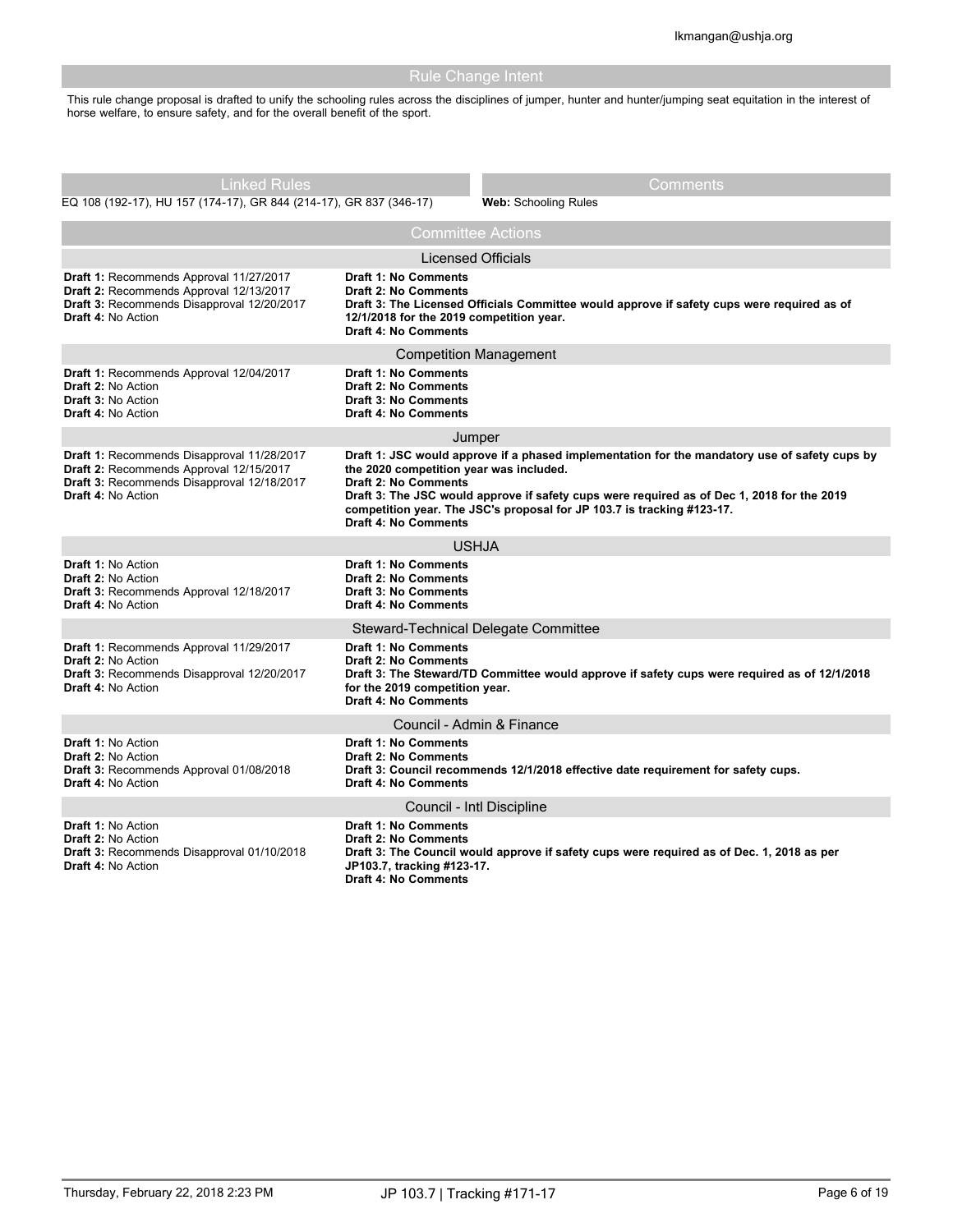## Rule Change Intent

This rule change proposal is drafted to unify the schooling rules across the disciplines of jumper, hunter and hunter/jumping seat equitation in the interest of horse welfare, to ensure safety, and for the overall benefit of the sport.

## Linked Rules

EQ 108 (192-17), HU 157 (174-17), GR 844 (214-17), GR 837 (346-17)

## Comments

**Web:** Schooling Rules

## Committee Actions

### Licensed Officials

| Action | Comments |
|---|---|
| **Draft 1:** Recommends Approval 11/27/2017<br>**Draft 2:** Recommends Approval 12/13/2017<br>**Draft 3:** Recommends Disapproval 12/20/2017<br>**Draft 4:** No Action | **Draft 1: No Comments**<br>**Draft 2: No Comments**<br>**Draft 3: The Licensed Officials Committee would approve if safety cups were required as of 12/1/2018 for the 2019 competition year.**<br>**Draft 4: No Comments** |

### Competition Management

| Action | Comments |
|---|---|
| **Draft 1:** Recommends Approval 12/04/2017<br>**Draft 2:** No Action<br>**Draft 3:** No Action<br>**Draft 4:** No Action | **Draft 1: No Comments**<br>**Draft 2: No Comments**<br>**Draft 3: No Comments**<br>**Draft 4: No Comments** |

### Jumper

| Action | Comments |
|---|---|
| **Draft 1:** Recommends Disapproval 11/28/2017<br>**Draft 2:** Recommends Approval 12/15/2017<br>**Draft 3:** Recommends Disapproval 12/18/2017<br>**Draft 4:** No Action | **Draft 1: JSC would approve if a phased implementation for the mandatory use of safety cups by the 2020 competition year was included.**<br>**Draft 2: No Comments**<br>**Draft 3: The JSC would approve if safety cups were required as of Dec 1, 2018 for the 2019 competition year. The JSC's proposal for JP 103.7 is tracking #123-17.**<br>**Draft 4: No Comments** |

### USHJA

| Action | Comments |
|---|---|
| **Draft 1:** No Action<br>**Draft 2:** No Action<br>**Draft 3:** Recommends Approval 12/18/2017<br>**Draft 4:** No Action | **Draft 1: No Comments**<br>**Draft 2: No Comments**<br>**Draft 3: No Comments**<br>**Draft 4: No Comments** |

### Steward-Technical Delegate Committee

| Action | Comments |
|---|---|
| **Draft 1:** Recommends Approval 11/29/2017<br>**Draft 2:** No Action<br>**Draft 3:** Recommends Disapproval 12/20/2017<br>**Draft 4:** No Action | **Draft 1: No Comments**<br>**Draft 2: No Comments**<br>**Draft 3: The Steward/TD Committee would approve if safety cups were required as of 12/1/2018 for the 2019 competition year.**<br>**Draft 4: No Comments** |

### Council - Admin & Finance

| Action | Comments |
|---|---|
| **Draft 1:** No Action<br>**Draft 2:** No Action<br>**Draft 3:** Recommends Approval 01/08/2018<br>**Draft 4:** No Action | **Draft 1: No Comments**<br>**Draft 2: No Comments**<br>**Draft 3: Council recommends 12/1/2018 effective date requirement for safety cups.**<br>**Draft 4: No Comments** |

### Council - Intl Discipline

| Action | Comments |
|---|---|
| **Draft 1:** No Action<br>**Draft 2:** No Action<br>**Draft 3:** Recommends Disapproval 01/10/2018<br>**Draft 4:** No Action | **Draft 1: No Comments**<br>**Draft 2: No Comments**<br>**Draft 3: The Council would approve if safety cups were required as of Dec. 1, 2018 as per JP103.7, tracking #123-17.**<br>**Draft 4: No Comments** |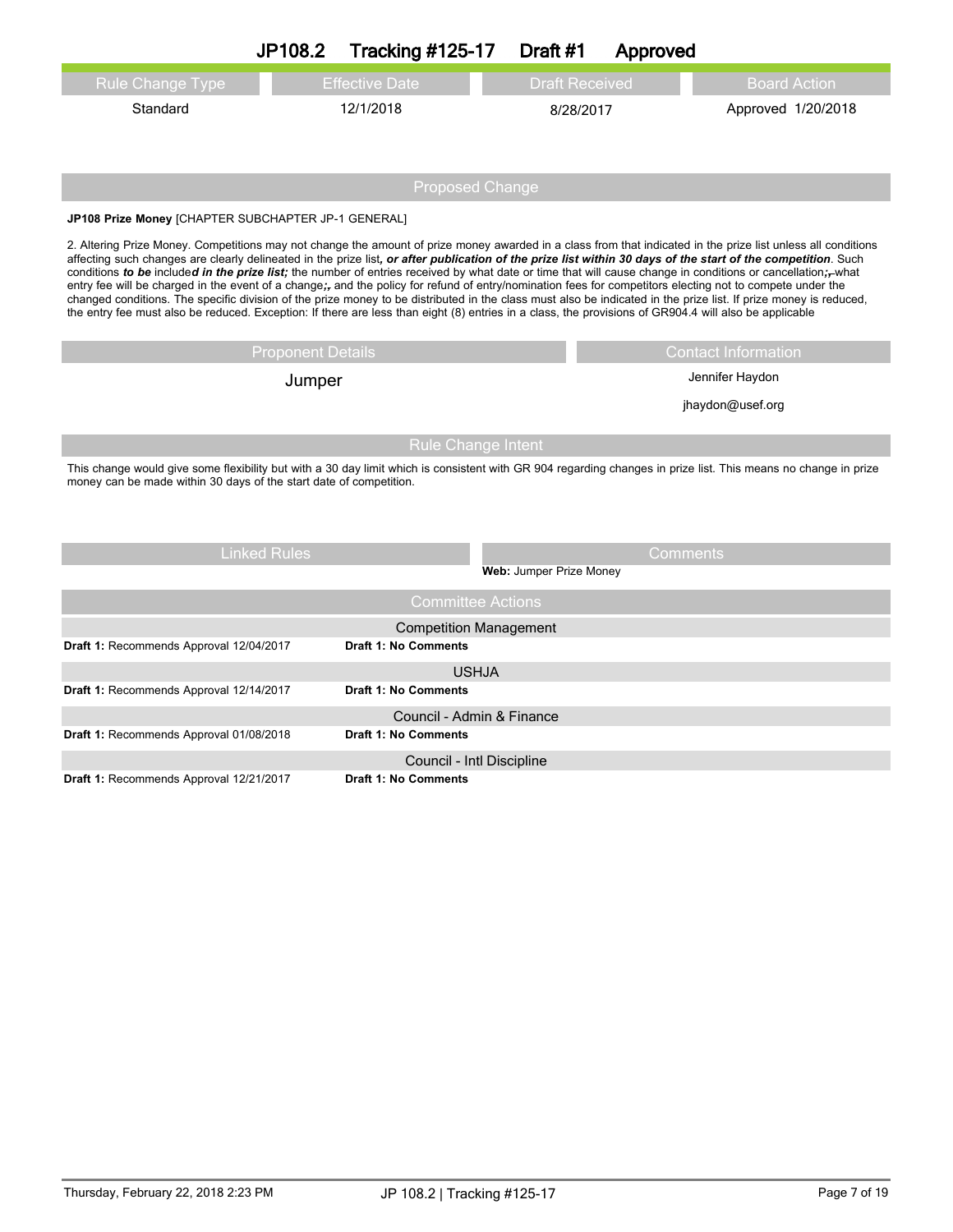# JP108.2 Tracking #125-17 Draft #1 Approved

| Rule Change Type | Effective Date | Draft Received | Board Action |
|---|---|---|---|
| Standard | 12/1/2018 | 8/28/2017 | Approved 1/20/2018 |

## Proposed Change

**JP108 Prize Money** [CHAPTER SUBCHAPTER JP-1 GENERAL]

2. Altering Prize Money. Competitions may not change the amount of prize money awarded in a class from that indicated in the prize list unless all conditions affecting such changes are clearly delineated in the prize list***, or after publication of the prize list within 30 days of the start of the competition***. Such conditions ***to be*** include***d in the prize list;*** the number of entries received by what date or time that will cause change in conditions or cancellation***;***~~,~~ what entry fee will be charged in the event of a change***;***~~,~~ and the policy for refund of entry/nomination fees for competitors electing not to compete under the changed conditions. The specific division of the prize money to be distributed in the class must also be indicated in the prize list. If prize money is reduced, the entry fee must also be reduced. Exception: If there are less than eight (8) entries in a class, the provisions of GR904.4 will also be applicable

| Proponent Details | Contact Information |
|---|---|
| Jumper | Jennifer Haydon<br>jhaydon@usef.org |

## Rule Change Intent

This change would give some flexibility but with a 30 day limit which is consistent with GR 904 regarding changes in prize list. This means no change in prize money can be made within 30 days of the start date of competition.

| Linked Rules | Comments |
|---|---|
| | **Web:** Jumper Prize Money |

## Committee Actions

**Competition Management**

| | |
|---|---|
| **Draft 1:** Recommends Approval 12/04/2017 | **Draft 1: No Comments** |

**USHJA**

| | |
|---|---|
| **Draft 1:** Recommends Approval 12/14/2017 | **Draft 1: No Comments** |

**Council - Admin & Finance**

| | |
|---|---|
| **Draft 1:** Recommends Approval 01/08/2018 | **Draft 1: No Comments** |

**Council - Intl Discipline**

| | |
|---|---|
| **Draft 1:** Recommends Approval 12/21/2017 | **Draft 1: No Comments** |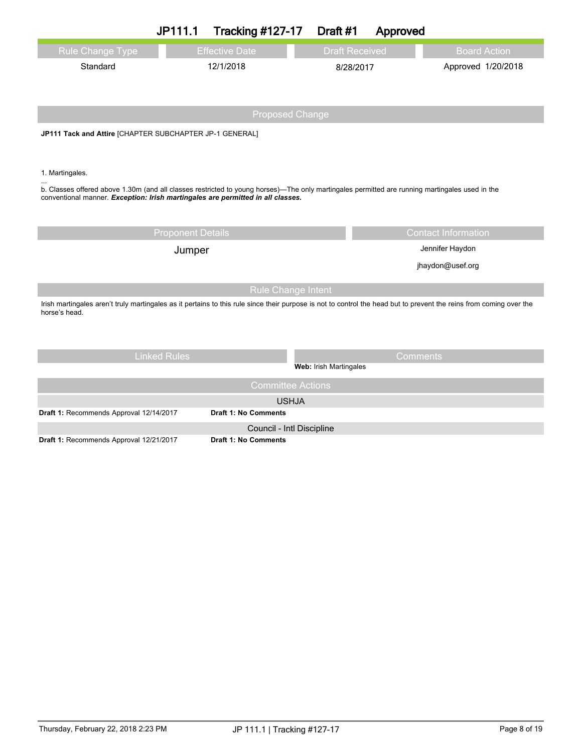# JP111.1 Tracking #127-17 Draft #1 Approved

| Rule Change Type | Effective Date | Draft Received | Board Action |
| --- | --- | --- | --- |
| Standard | 12/1/2018 | 8/28/2017 | Approved 1/20/2018 |

## Proposed Change

**JP111 Tack and Attire** [CHAPTER SUBCHAPTER JP-1 GENERAL]

1. Martingales.

...

b. Classes offered above 1.30m (and all classes restricted to young horses)—The only martingales permitted are running martingales used in the conventional manner. ***Exception: Irish martingales are permitted in all classes.***

| Proponent Details | Contact Information |
| --- | --- |
| Jumper | Jennifer Haydon<br>jhaydon@usef.org |

## Rule Change Intent

Irish martingales aren't truly martingales as it pertains to this rule since their purpose is not to control the head but to prevent the reins from coming over the horse's head.

| Linked Rules | Comments |
| --- | --- |
| | **Web:** Irish Martingales |

## Committee Actions

**USHJA**

**Draft 1:** Recommends Approval 12/14/2017 **Draft 1: No Comments**

**Council - Intl Discipline**

**Draft 1:** Recommends Approval 12/21/2017 **Draft 1: No Comments**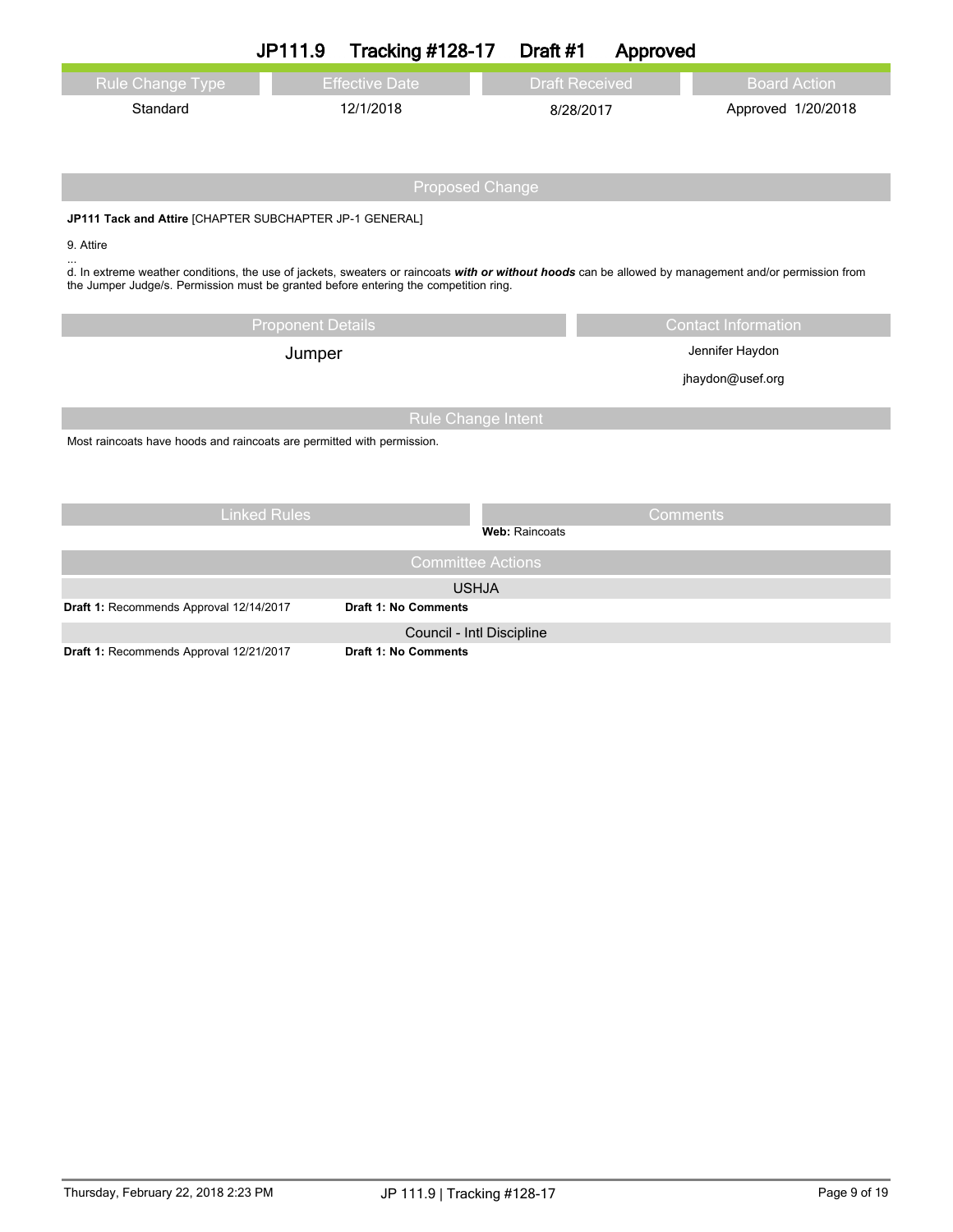# JP111.9 Tracking #128-17 Draft #1 Approved

| Rule Change Type | Effective Date | Draft Received | Board Action |
|---|---|---|---|
| Standard | 12/1/2018 | 8/28/2017 | Approved 1/20/2018 |

## Proposed Change

**JP111 Tack and Attire** [CHAPTER SUBCHAPTER JP-1 GENERAL]

9. Attire

...

d. In extreme weather conditions, the use of jackets, sweaters or raincoats ***with or without hoods*** can be allowed by management and/or permission from the Jumper Judge/s. Permission must be granted before entering the competition ring.

| Proponent Details | Contact Information |
|---|---|
| Jumper | Jennifer Haydon<br>jhaydon@usef.org |

## Rule Change Intent

Most raincoats have hoods and raincoats are permitted with permission.

| Linked Rules | Comments |
|---|---|
| | **Web:** Raincoats |

## Committee Actions

**USHJA**

**Draft 1:** Recommends Approval 12/14/2017 **Draft 1: No Comments**

**Council - Intl Discipline**

**Draft 1:** Recommends Approval 12/21/2017 **Draft 1: No Comments**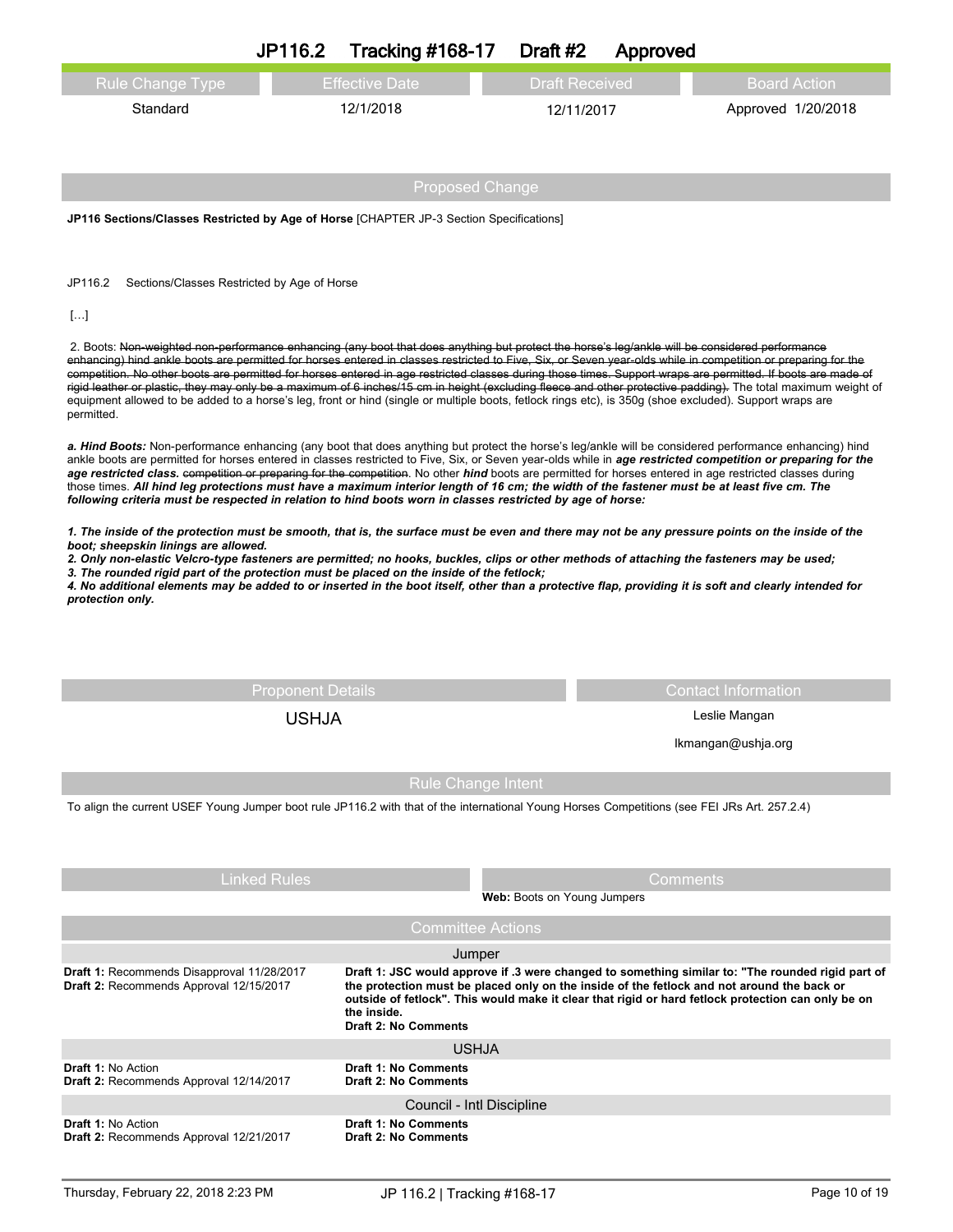# JP116.2 Tracking #168-17 Draft #2 Approved

| Rule Change Type | Effective Date | Draft Received | Board Action |
|---|---|---|---|
| Standard | 12/1/2018 | 12/11/2017 | Approved 1/20/2018 |

## Proposed Change

**JP116 Sections/Classes Restricted by Age of Horse** [CHAPTER JP-3 Section Specifications]

JP116.2 Sections/Classes Restricted by Age of Horse

[…]

2. Boots: ~~Non-weighted non-performance enhancing (any boot that does anything but protect the horse's leg/ankle will be considered performance enhancing) hind ankle boots are permitted for horses entered in classes restricted to Five, Six, or Seven year-olds while in competition or preparing for the competition. No other boots are permitted for horses entered in age restricted classes during those times. Support wraps are permitted. If boots are made of rigid leather or plastic, they may only be a maximum of 6 inches/15 cm in height (excluding fleece and other protective padding).~~ The total maximum weight of equipment allowed to be added to a horse's leg, front or hind (single or multiple boots, fetlock rings etc), is 350g (shoe excluded). Support wraps are permitted.

***a. Hind Boots:*** Non-performance enhancing (any boot that does anything but protect the horse's leg/ankle will be considered performance enhancing) hind ankle boots are permitted for horses entered in classes restricted to Five, Six, or Seven year-olds while in ***age restricted competition or preparing for the age restricted class.*** ~~competition or preparing for the competition~~. No other ***hind*** boots are permitted for horses entered in age restricted classes during those times. ***All hind leg protections must have a maximum interior length of 16 cm; the width of the fastener must be at least five cm. The following criteria must be respected in relation to hind boots worn in classes restricted by age of horse:***

***1. The inside of the protection must be smooth, that is, the surface must be even and there may not be any pressure points on the inside of the boot; sheepskin linings are allowed.***
***2. Only non-elastic Velcro-type fasteners are permitted; no hooks, buckles, clips or other methods of attaching the fasteners may be used;***
***3. The rounded rigid part of the protection must be placed on the inside of the fetlock;***
***4. No additional elements may be added to or inserted in the boot itself, other than a protective flap, providing it is soft and clearly intended for protection only.***

| Proponent Details | Contact Information |
|---|---|
| USHJA | Leslie Mangan<br>lkmangan@ushja.org |

## Rule Change Intent

To align the current USEF Young Jumper boot rule JP116.2 with that of the international Young Horses Competitions (see FEI JRs Art. 257.2.4)

| Linked Rules | Comments |
|---|---|
| | **Web:** Boots on Young Jumpers |

## Committee Actions

| Jumper | |
|---|---|
| **Draft 1:** Recommends Disapproval 11/28/2017<br>**Draft 2:** Recommends Approval 12/15/2017 | **Draft 1: JSC would approve if .3 were changed to something similar to: "The rounded rigid part of the protection must be placed only on the inside of the fetlock and not around the back or outside of fetlock". This would make it clear that rigid or hard fetlock protection can only be on the inside.**<br>**Draft 2: No Comments** |

| USHJA | |
|---|---|
| **Draft 1:** No Action<br>**Draft 2:** Recommends Approval 12/14/2017 | **Draft 1: No Comments**<br>**Draft 2: No Comments** |

| Council - Intl Discipline | |
|---|---|
| **Draft 1:** No Action<br>**Draft 2:** Recommends Approval 12/21/2017 | **Draft 1: No Comments**<br>**Draft 2: No Comments** |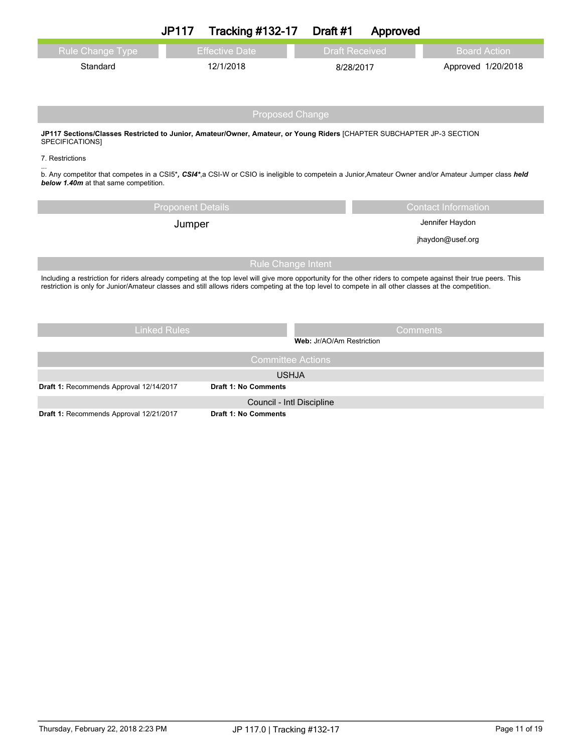# JP117 Tracking #132-17 Draft #1 Approved

| Rule Change Type | Effective Date | Draft Received | Board Action |
| --- | --- | --- | --- |
| Standard | 12/1/2018 | 8/28/2017 | Approved 1/20/2018 |

## Proposed Change

**JP117 Sections/Classes Restricted to Junior, Amateur/Owner, Amateur, or Young Riders** [CHAPTER SUBCHAPTER JP-3 SECTION SPECIFICATIONS]

7. Restrictions

...

b. Any competitor that competes in a CSI5*, ***CSI4****,a CSI-W or CSIO is ineligible to competein a Junior,Amateur Owner and/or Amateur Jumper class ***held below 1.40m*** at that same competition.

| Proponent Details | Contact Information |
| --- | --- |
| Jumper | Jennifer Haydon<br>jhaydon@usef.org |

## Rule Change Intent

Including a restriction for riders already competing at the top level will give more opportunity for the other riders to compete against their true peers. This restriction is only for Junior/Amateur classes and still allows riders competing at the top level to compete in all other classes at the competition.

| Linked Rules | Comments |
| --- | --- |
| | **Web:** Jr/AO/Am Restriction |

## Committee Actions

**USHJA**

**Draft 1:** Recommends Approval 12/14/2017 — **Draft 1: No Comments**

**Council - Intl Discipline**

**Draft 1:** Recommends Approval 12/21/2017 — **Draft 1: No Comments**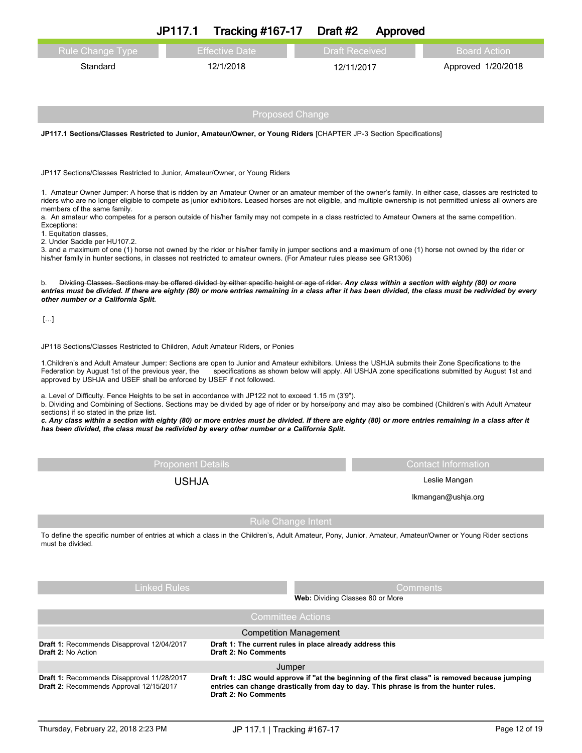# JP117.1 Tracking #167-17 Draft #2 Approved

| Rule Change Type | Effective Date | Draft Received | Board Action |
|---|---|---|---|
| Standard | 12/1/2018 | 12/11/2017 | Approved 1/20/2018 |

## Proposed Change

**JP117.1 Sections/Classes Restricted to Junior, Amateur/Owner, or Young Riders** [CHAPTER JP-3 Section Specifications]

JP117 Sections/Classes Restricted to Junior, Amateur/Owner, or Young Riders

1. Amateur Owner Jumper: A horse that is ridden by an Amateur Owner or an amateur member of the owner's family. In either case, classes are restricted to riders who are no longer eligible to compete as junior exhibitors. Leased horses are not eligible, and multiple ownership is not permitted unless all owners are members of the same family.
a. An amateur who competes for a person outside of his/her family may not compete in a class restricted to Amateur Owners at the same competition.
Exceptions:
1. Equitation classes,
2. Under Saddle per HU107.2.
3. and a maximum of one (1) horse not owned by the rider or his/her family in jumper sections and a maximum of one (1) horse not owned by the rider or his/her family in hunter sections, in classes not restricted to amateur owners. (For Amateur rules please see GR1306)

b. ~~Dividing Classes. Sections may be offered divided by either specific height or age of rider.~~ ***Any class within a section with eighty (80) or more entries must be divided. If there are eighty (80) or more entries remaining in a class after it has been divided, the class must be redivided by every other number or a California Split.***

[…]

JP118 Sections/Classes Restricted to Children, Adult Amateur Riders, or Ponies

1.Children's and Adult Amateur Jumper: Sections are open to Junior and Amateur exhibitors. Unless the USHJA submits their Zone Specifications to the Federation by August 1st of the previous year, the specifications as shown below will apply. All USHJA zone specifications submitted by August 1st and approved by USHJA and USEF shall be enforced by USEF if not followed.

a. Level of Difficulty. Fence Heights to be set in accordance with JP122 not to exceed 1.15 m (3'9").
b. Dividing and Combining of Sections. Sections may be divided by age of rider or by horse/pony and may also be combined (Children's with Adult Amateur sections) if so stated in the prize list.
***c. Any class within a section with eighty (80) or more entries must be divided. If there are eighty (80) or more entries remaining in a class after it has been divided, the class must be redivided by every other number or a California Split.***

| Proponent Details | Contact Information |
|---|---|
| USHJA | Leslie Mangan<br>lkmangan@ushja.org |

## Rule Change Intent

To define the specific number of entries at which a class in the Children's, Adult Amateur, Pony, Junior, Amateur, Amateur/Owner or Young Rider sections must be divided.

| Linked Rules | Comments |
|---|---|
| | **Web:** Dividing Classes 80 or More |

## Committee Actions

### Competition Management

| | |
|---|---|
| **Draft 1:** Recommends Disapproval 12/04/2017<br>**Draft 2:** No Action | **Draft 1: The current rules in place already address this**<br>**Draft 2: No Comments** |

### Jumper

| | |
|---|---|
| **Draft 1:** Recommends Disapproval 11/28/2017<br>**Draft 2:** Recommends Approval 12/15/2017 | **Draft 1: JSC would approve if "at the beginning of the first class" is removed because jumping entries can change drastically from day to day. This phrase is from the hunter rules.**<br>**Draft 2: No Comments** |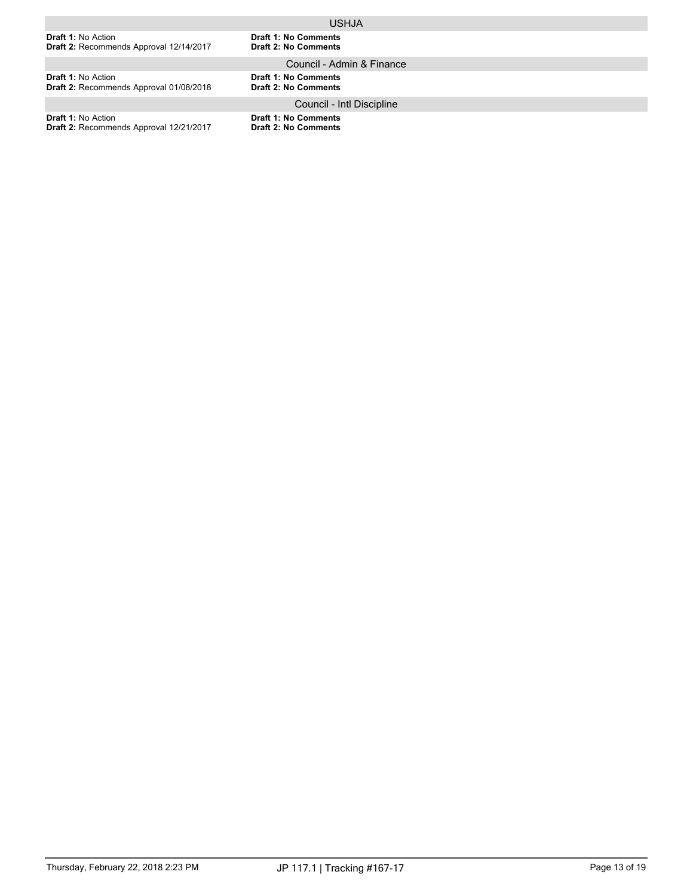### USHJA

**Draft 1:** No Action
**Draft 2:** Recommends Approval 12/14/2017

**Draft 1: No Comments**
**Draft 2: No Comments**

### Council - Admin & Finance

**Draft 1:** No Action
**Draft 2:** Recommends Approval 01/08/2018

**Draft 1: No Comments**
**Draft 2: No Comments**

### Council - Intl Discipline

**Draft 1:** No Action
**Draft 2:** Recommends Approval 12/21/2017

**Draft 1: No Comments**
**Draft 2: No Comments**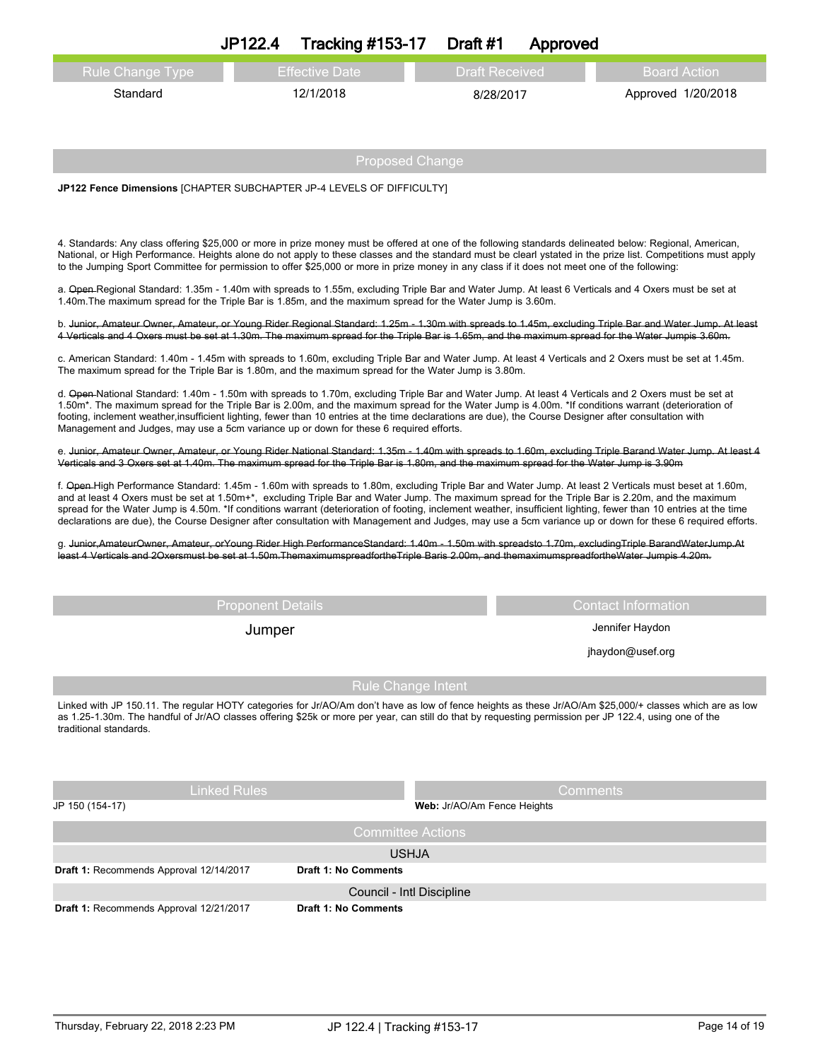# JP122.4 Tracking #153-17 Draft #1 Approved

| Rule Change Type | Effective Date | Draft Received | Board Action |
|---|---|---|---|
| Standard | 12/1/2018 | 8/28/2017 | Approved 1/20/2018 |

## Proposed Change

**JP122 Fence Dimensions** [CHAPTER SUBCHAPTER JP-4 LEVELS OF DIFFICULTY]

4. Standards: Any class offering $25,000 or more in prize money must be offered at one of the following standards delineated below: Regional, American, National, or High Performance. Heights alone do not apply to these classes and the standard must be clearl ystated in the prize list. Competitions must apply to the Jumping Sport Committee for permission to offer $25,000 or more in prize money in any class if it does not meet one of the following:

a. ~~Open~~ Regional Standard: 1.35m - 1.40m with spreads to 1.55m, excluding Triple Bar and Water Jump. At least 6 Verticals and 4 Oxers must be set at 1.40m.The maximum spread for the Triple Bar is 1.85m, and the maximum spread for the Water Jump is 3.60m.

b. ~~Junior, Amateur Owner, Amateur, or Young Rider Regional Standard: 1.25m - 1.30m with spreads to 1.45m, excluding Triple Bar and Water Jump. At least 4 Verticals and 4 Oxers must be set at 1.30m. The maximum spread for the Triple Bar is 1.65m, and the maximum spread for the Water Jumpis 3.60m.~~

c. American Standard: 1.40m - 1.45m with spreads to 1.60m, excluding Triple Bar and Water Jump. At least 4 Verticals and 2 Oxers must be set at 1.45m. The maximum spread for the Triple Bar is 1.80m, and the maximum spread for the Water Jump is 3.80m.

d. ~~Open~~ National Standard: 1.40m - 1.50m with spreads to 1.70m, excluding Triple Bar and Water Jump. At least 4 Verticals and 2 Oxers must be set at 1.50m*. The maximum spread for the Triple Bar is 2.00m, and the maximum spread for the Water Jump is 4.00m. *If conditions warrant (deterioration of footing, inclement weather,insufficient lighting, fewer than 10 entries at the time declarations are due), the Course Designer after consultation with Management and Judges, may use a 5cm variance up or down for these 6 required efforts.

e. ~~Junior, Amateur Owner, Amateur, or Young Rider National Standard: 1.35m - 1.40m with spreads to 1.60m, excluding Triple Barand Water Jump. At least 4 Verticals and 3 Oxers set at 1.40m. The maximum spread for the Triple Bar is 1.80m, and the maximum spread for the Water Jump is 3.90m~~

f. ~~Open~~ High Performance Standard: 1.45m - 1.60m with spreads to 1.80m, excluding Triple Bar and Water Jump. At least 2 Verticals must beset at 1.60m, and at least 4 Oxers must be set at 1.50m+*, excluding Triple Bar and Water Jump. The maximum spread for the Triple Bar is 2.20m, and the maximum spread for the Water Jump is 4.50m. *If conditions warrant (deterioration of footing, inclement weather, insufficient lighting, fewer than 10 entries at the time declarations are due), the Course Designer after consultation with Management and Judges, may use a 5cm variance up or down for these 6 required efforts.

g. ~~Junior,AmateurOwner, Amateur, orYoung Rider High PerformanceStandard: 1.40m - 1.50m with spreadsto 1.70m, excludingTriple BarandWaterJump.At least 4 Verticals and 2Oxersmust be set at 1.50m.ThemaximumspreadfortheTriple Baris 2.00m, and themaximumspreadfortheWater Jumpis 4.20m.~~

| Proponent Details | Contact Information |
|---|---|
| Jumper | Jennifer Haydon<br>jhaydon@usef.org |

## Rule Change Intent

Linked with JP 150.11. The regular HOTY categories for Jr/AO/Am don't have as low of fence heights as these Jr/AO/Am $25,000/+ classes which are as low as 1.25-1.30m. The handful of Jr/AO classes offering $25k or more per year, can still do that by requesting permission per JP 122.4, using one of the traditional standards.

| Linked Rules | Comments |
|---|---|
| JP 150 (154-17) | **Web:** Jr/AO/Am Fence Heights |

## Committee Actions

**USHJA**

**Draft 1:** Recommends Approval 12/14/2017 — **Draft 1: No Comments**

**Council - Intl Discipline**

**Draft 1:** Recommends Approval 12/21/2017 — **Draft 1: No Comments**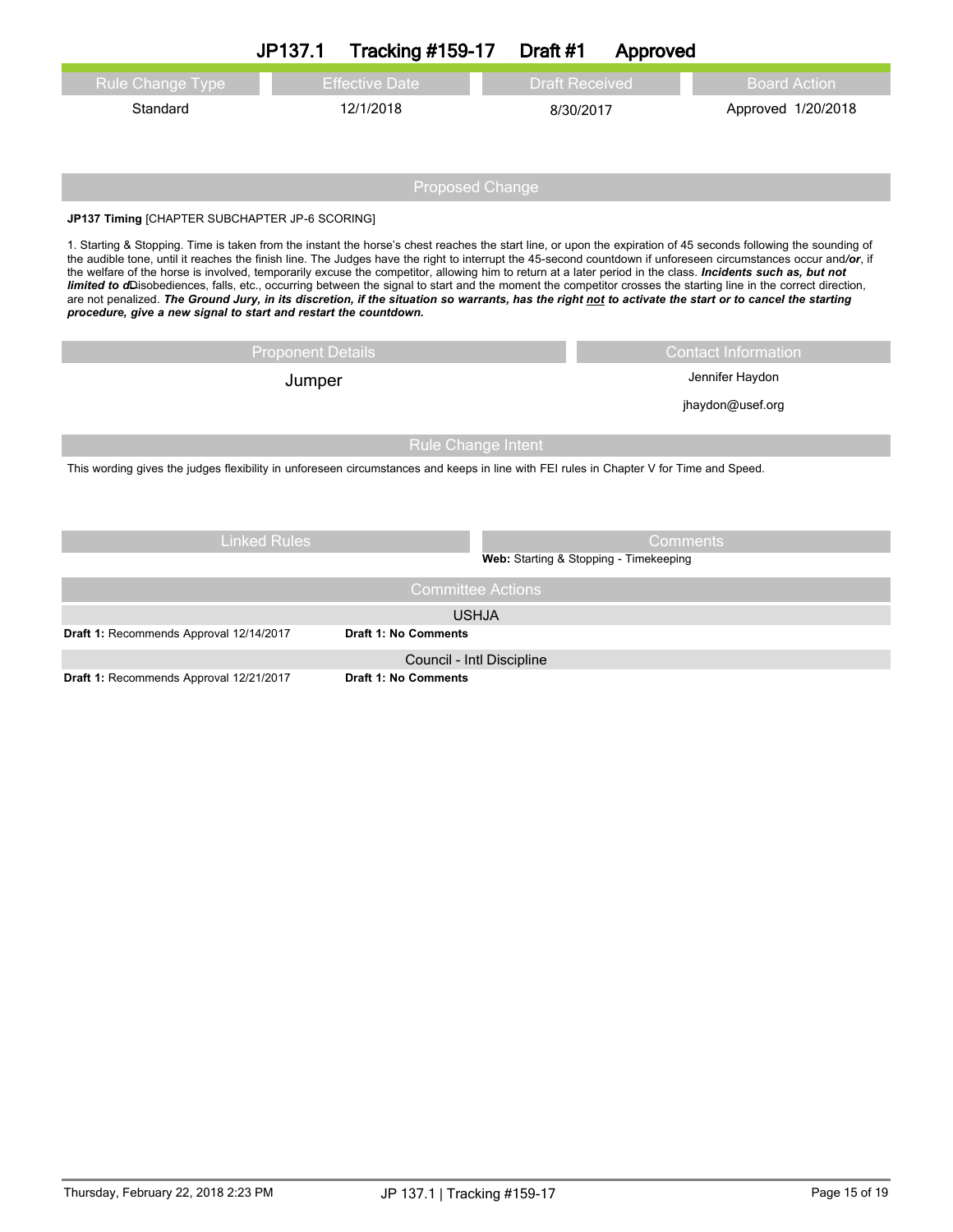# JP137.1 Tracking #159-17 Draft #1 Approved

| Rule Change Type | Effective Date | Draft Received | Board Action |
|---|---|---|---|
| Standard | 12/1/2018 | 8/30/2017 | Approved 1/20/2018 |

## Proposed Change

**JP137 Timing** [CHAPTER SUBCHAPTER JP-6 SCORING]

1. Starting & Stopping. Time is taken from the instant the horse's chest reaches the start line, or upon the expiration of 45 seconds following the sounding of the audible tone, until it reaches the finish line. The Judges have the right to interrupt the 45-second countdown if unforeseen circumstances occur and/***or***, if the welfare of the horse is involved, temporarily excuse the competitor, allowing him to return at a later period in the class. ***Incidents such as, but not limited to d***Disobediences, falls, etc., occurring between the signal to start and the moment the competitor crosses the starting line in the correct direction, are not penalized. ***The Ground Jury, in its discretion, if the situation so warrants, has the right <u>not</u> to activate the start or to cancel the starting procedure, give a new signal to start and restart the countdown.***

| Proponent Details | Contact Information |
|---|---|
| Jumper | Jennifer Haydon<br>jhaydon@usef.org |

## Rule Change Intent

This wording gives the judges flexibility in unforeseen circumstances and keeps in line with FEI rules in Chapter V for Time and Speed.

| Linked Rules | Comments |
|---|---|
| | **Web:** Starting & Stopping - Timekeeping |

## Committee Actions

**USHJA**

**Draft 1:** Recommends Approval 12/14/2017 — **Draft 1: No Comments**

**Council - Intl Discipline**

**Draft 1:** Recommends Approval 12/21/2017 — **Draft 1: No Comments**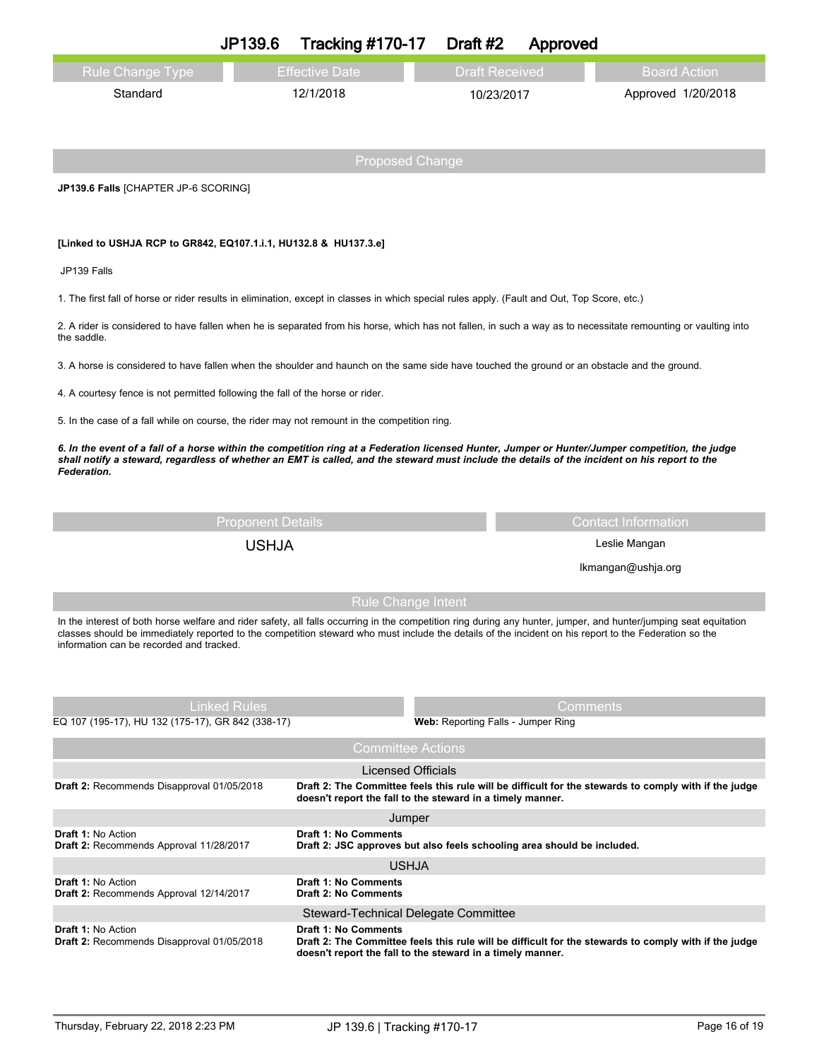# JP139.6 Tracking #170-17 Draft #2 Approved

| Rule Change Type | Effective Date | Draft Received | Board Action |
|---|---|---|---|
| Standard | 12/1/2018 | 10/23/2017 | Approved 1/20/2018 |

## Proposed Change

**JP139.6 Falls** [CHAPTER JP-6 SCORING]

**[Linked to USHJA RCP to GR842, EQ107.1.i.1, HU132.8 & HU137.3.e]**

JP139 Falls

1. The first fall of horse or rider results in elimination, except in classes in which special rules apply. (Fault and Out, Top Score, etc.)

2. A rider is considered to have fallen when he is separated from his horse, which has not fallen, in such a way as to necessitate remounting or vaulting into the saddle.

3. A horse is considered to have fallen when the shoulder and haunch on the same side have touched the ground or an obstacle and the ground.

4. A courtesy fence is not permitted following the fall of the horse or rider.

5. In the case of a fall while on course, the rider may not remount in the competition ring.

***6. In the event of a fall of a horse within the competition ring at a Federation licensed Hunter, Jumper or Hunter/Jumper competition, the judge shall notify a steward, regardless of whether an EMT is called, and the steward must include the details of the incident on his report to the Federation.***

| Proponent Details | Contact Information |
|---|---|
| USHJA | Leslie Mangan<br>lkmangan@ushja.org |

## Rule Change Intent

In the interest of both horse welfare and rider safety, all falls occurring in the competition ring during any hunter, jumper, and hunter/jumping seat equitation classes should be immediately reported to the competition steward who must include the details of the incident on his report to the Federation so the information can be recorded and tracked.

| Linked Rules | Comments |
|---|---|
| EQ 107 (195-17), HU 132 (175-17), GR 842 (338-17) | **Web:** Reporting Falls - Jumper Ring |

## Committee Actions

**Licensed Officials**

| | |
|---|---|
| **Draft 2:** Recommends Disapproval 01/05/2018 | **Draft 2: The Committee feels this rule will be difficult for the stewards to comply with if the judge doesn't report the fall to the steward in a timely manner.** |

**Jumper**

| | |
|---|---|
| **Draft 1:** No Action<br>**Draft 2:** Recommends Approval 11/28/2017 | **Draft 1: No Comments**<br>**Draft 2: JSC approves but also feels schooling area should be included.** |

**USHJA**

| | |
|---|---|
| **Draft 1:** No Action<br>**Draft 2:** Recommends Approval 12/14/2017 | **Draft 1: No Comments**<br>**Draft 2: No Comments** |

**Steward-Technical Delegate Committee**

| | |
|---|---|
| **Draft 1:** No Action<br>**Draft 2:** Recommends Disapproval 01/05/2018 | **Draft 1: No Comments**<br>**Draft 2: The Committee feels this rule will be difficult for the stewards to comply with if the judge doesn't report the fall to the steward in a timely manner.** |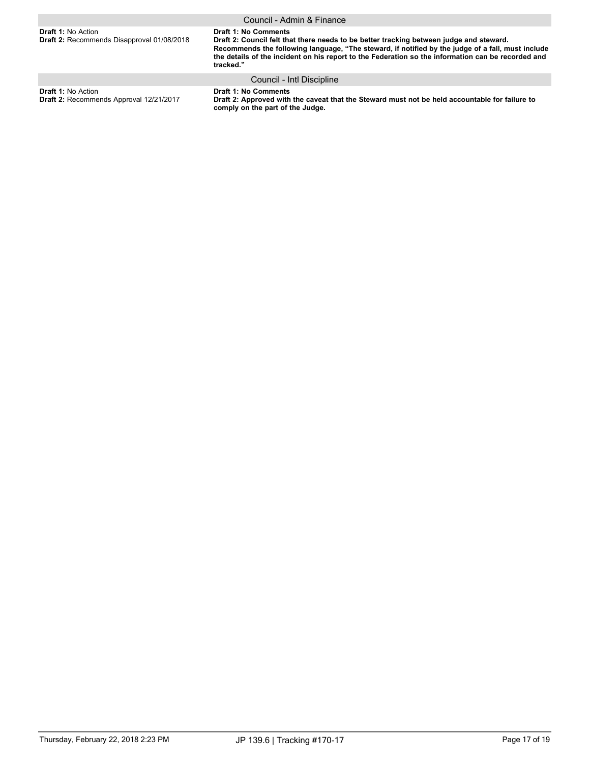| Council - Admin & Finance | |
|---|---|
| **Draft 1:** No Action<br>**Draft 2:** Recommends Disapproval 01/08/2018 | **Draft 1: No Comments**<br>**Draft 2: Council felt that there needs to be better tracking between judge and steward. Recommends the following language, "The steward, if notified by the judge of a fall, must include the details of the incident on his report to the Federation so the information can be recorded and tracked."** |
| **Council - Intl Discipline** | |
| **Draft 1:** No Action<br>**Draft 2:** Recommends Approval 12/21/2017 | **Draft 1: No Comments**<br>**Draft 2: Approved with the caveat that the Steward must not be held accountable for failure to comply on the part of the Judge.** |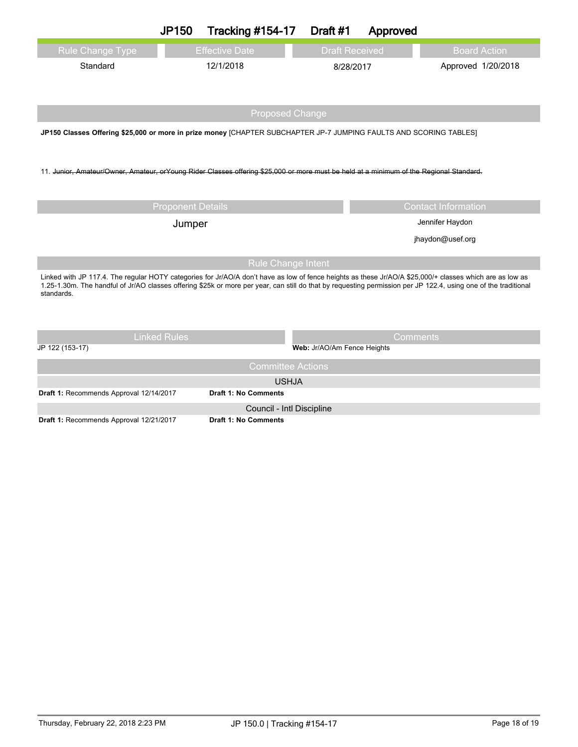# JP150 Tracking #154-17 Draft #1 Approved

| Rule Change Type | Effective Date | Draft Received | Board Action |
| --- | --- | --- | --- |
| Standard | 12/1/2018 | 8/28/2017 | Approved 1/20/2018 |

## Proposed Change

**JP150 Classes Offering $25,000 or more in prize money** [CHAPTER SUBCHAPTER JP-7 JUMPING FAULTS AND SCORING TABLES]

11. ~~Junior, Amateur/Owner, Amateur, orYoung Rider Classes offering $25,000 or more must be held at a minimum of the Regional Standard.~~

| Proponent Details | Contact Information |
| --- | --- |
| Jumper | Jennifer Haydon<br>jhaydon@usef.org |

## Rule Change Intent

Linked with JP 117.4. The regular HOTY categories for Jr/AO/A don't have as low of fence heights as these Jr/AO/A $25,000/+ classes which are as low as 1.25-1.30m. The handful of Jr/AO classes offering $25k or more per year, can still do that by requesting permission per JP 122.4, using one of the traditional standards.

| Linked Rules | Comments |
| --- | --- |
| JP 122 (153-17) | **Web:** Jr/AO/Am Fence Heights |

## Committee Actions

**USHJA**

**Draft 1:** Recommends Approval 12/14/2017 **Draft 1: No Comments**

**Council - Intl Discipline**

**Draft 1:** Recommends Approval 12/21/2017 **Draft 1: No Comments**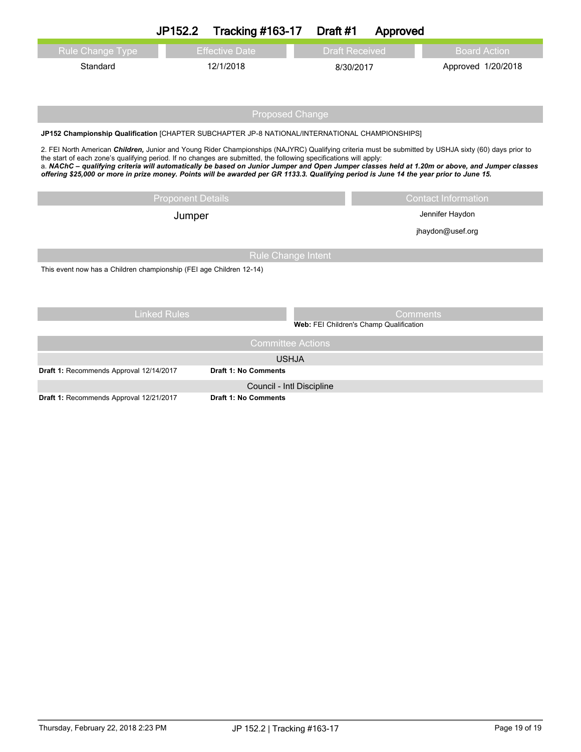# JP152.2 Tracking #163-17 Draft #1 Approved

| Rule Change Type | Effective Date | Draft Received | Board Action |
|---|---|---|---|
| Standard | 12/1/2018 | 8/30/2017 | Approved 1/20/2018 |

## Proposed Change

**JP152 Championship Qualification** [CHAPTER SUBCHAPTER JP-8 NATIONAL/INTERNATIONAL CHAMPIONSHIPS]

2. FEI North American ***Children,*** Junior and Young Rider Championships (NAJYRC) Qualifying criteria must be submitted by USHJA sixty (60) days prior to the start of each zone's qualifying period. If no changes are submitted, the following specifications will apply:
a. ***NAChC – qualifying criteria will automatically be based on Junior Jumper and Open Jumper classes held at 1.20m or above, and Jumper classes offering $25,000 or more in prize money. Points will be awarded per GR 1133.3. Qualifying period is June 14 the year prior to June 15.***

| Proponent Details | Contact Information |
|---|---|
| Jumper | Jennifer Haydon<br>jhaydon@usef.org |

## Rule Change Intent

This event now has a Children championship (FEI age Children 12-14)

| Linked Rules | Comments |
|---|---|
| | **Web:** FEI Children's Champ Qualification |

## Committee Actions

### USHJA

**Draft 1:** Recommends Approval 12/14/2017 **Draft 1: No Comments**

### Council - Intl Discipline

**Draft 1:** Recommends Approval 12/21/2017 **Draft 1: No Comments**